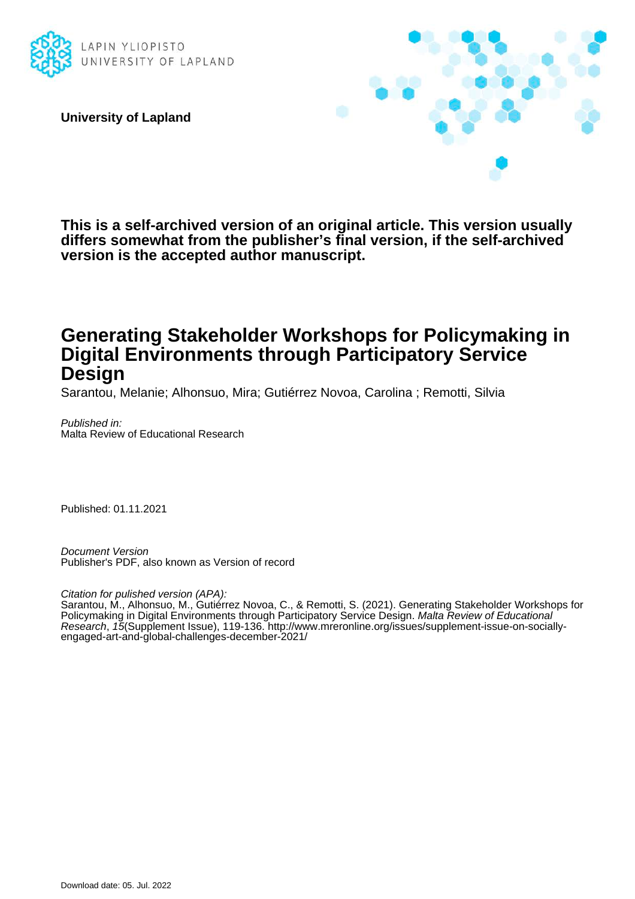LAPIN YLIOPISTO
UNIVERSITY OF LAPLAND

**University of Lapland**

**This is a self-archived version of an original article. This version usually differs somewhat from the publisher's final version, if the self-archived version is the accepted author manuscript.**

# Generating Stakeholder Workshops for Policymaking in Digital Environments through Participatory Service Design

Sarantou, Melanie; Alhonsuo, Mira; Gutiérrez Novoa, Carolina ; Remotti, Silvia

*Published in:*
Malta Review of Educational Research

Published: 01.11.2021

*Document Version*
Publisher's PDF, also known as Version of record

*Citation for pulished version (APA):*
Sarantou, M., Alhonsuo, M., Gutiérrez Novoa, C., & Remotti, S. (2021). Generating Stakeholder Workshops for Policymaking in Digital Environments through Participatory Service Design. *Malta Review of Educational Research*, *15*(Supplement Issue), 119-136. http://www.mreronline.org/issues/supplement-issue-on-socially-engaged-art-and-global-challenges-december-2021/

Download date: 05. Jul. 2022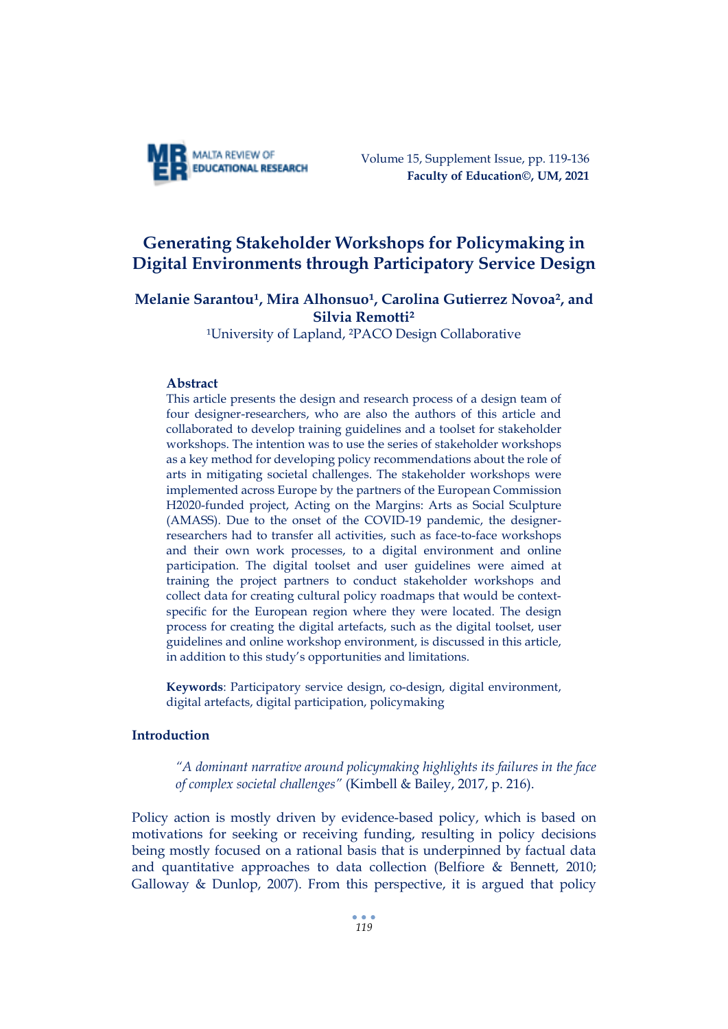# Generating Stakeholder Workshops for Policymaking in Digital Environments through Participatory Service Design

**Melanie Sarantou[1], Mira Alhonsuo[1], Carolina Gutierrez Novoa[2], and Silvia Remotti[2]**

[1]University of Lapland, [2]PACO Design Collaborative

### Abstract

This article presents the design and research process of a design team of four designer-researchers, who are also the authors of this article and collaborated to develop training guidelines and a toolset for stakeholder workshops. The intention was to use the series of stakeholder workshops as a key method for developing policy recommendations about the role of arts in mitigating societal challenges. The stakeholder workshops were implemented across Europe by the partners of the European Commission H2020-funded project, Acting on the Margins: Arts as Social Sculpture (AMASS). Due to the onset of the COVID-19 pandemic, the designer-researchers had to transfer all activities, such as face-to-face workshops and their own work processes, to a digital environment and online participation. The digital toolset and user guidelines were aimed at training the project partners to conduct stakeholder workshops and collect data for creating cultural policy roadmaps that would be context-specific for the European region where they were located. The design process for creating the digital artefacts, such as the digital toolset, user guidelines and online workshop environment, is discussed in this article, in addition to this study's opportunities and limitations.

**Keywords**: Participatory service design, co-design, digital environment, digital artefacts, digital participation, policymaking

### Introduction

> *"A dominant narrative around policymaking highlights its failures in the face of complex societal challenges"* (Kimbell & Bailey, 2017, p. 216).

Policy action is mostly driven by evidence-based policy, which is based on motivations for seeking or receiving funding, resulting in policy decisions being mostly focused on a rational basis that is underpinned by factual data and quantitative approaches to data collection (Belfiore & Bennett, 2010; Galloway & Dunlop, 2007). From this perspective, it is argued that policy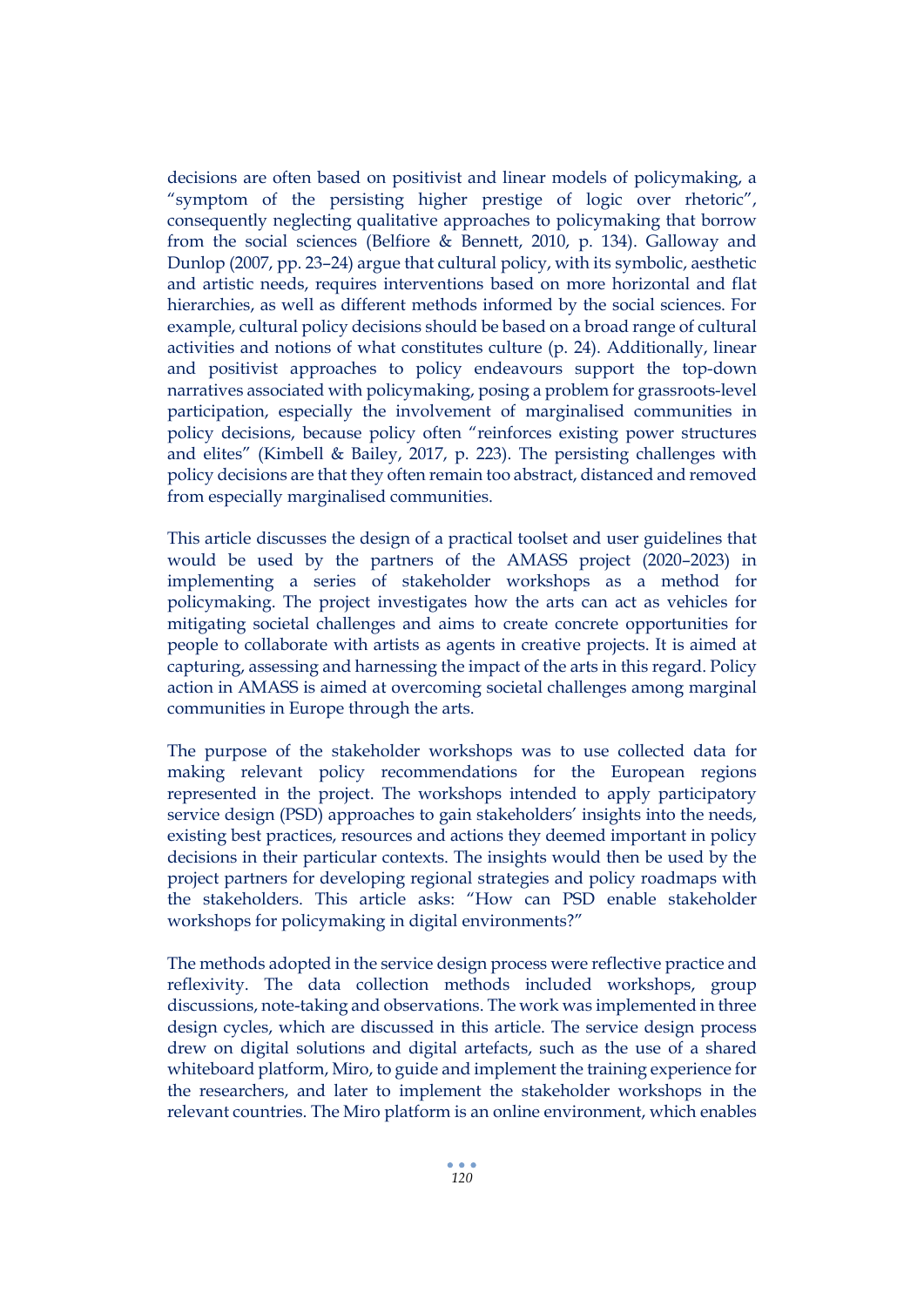decisions are often based on positivist and linear models of policymaking, a "symptom of the persisting higher prestige of logic over rhetoric", consequently neglecting qualitative approaches to policymaking that borrow from the social sciences (Belfiore & Bennett, 2010, p. 134). Galloway and Dunlop (2007, pp. 23–24) argue that cultural policy, with its symbolic, aesthetic and artistic needs, requires interventions based on more horizontal and flat hierarchies, as well as different methods informed by the social sciences. For example, cultural policy decisions should be based on a broad range of cultural activities and notions of what constitutes culture (p. 24). Additionally, linear and positivist approaches to policy endeavours support the top-down narratives associated with policymaking, posing a problem for grassroots-level participation, especially the involvement of marginalised communities in policy decisions, because policy often "reinforces existing power structures and elites" (Kimbell & Bailey, 2017, p. 223). The persisting challenges with policy decisions are that they often remain too abstract, distanced and removed from especially marginalised communities.

This article discusses the design of a practical toolset and user guidelines that would be used by the partners of the AMASS project (2020–2023) in implementing a series of stakeholder workshops as a method for policymaking. The project investigates how the arts can act as vehicles for mitigating societal challenges and aims to create concrete opportunities for people to collaborate with artists as agents in creative projects. It is aimed at capturing, assessing and harnessing the impact of the arts in this regard. Policy action in AMASS is aimed at overcoming societal challenges among marginal communities in Europe through the arts.

The purpose of the stakeholder workshops was to use collected data for making relevant policy recommendations for the European regions represented in the project. The workshops intended to apply participatory service design (PSD) approaches to gain stakeholders' insights into the needs, existing best practices, resources and actions they deemed important in policy decisions in their particular contexts. The insights would then be used by the project partners for developing regional strategies and policy roadmaps with the stakeholders. This article asks: "How can PSD enable stakeholder workshops for policymaking in digital environments?"

The methods adopted in the service design process were reflective practice and reflexivity. The data collection methods included workshops, group discussions, note-taking and observations. The work was implemented in three design cycles, which are discussed in this article. The service design process drew on digital solutions and digital artefacts, such as the use of a shared whiteboard platform, Miro, to guide and implement the training experience for the researchers, and later to implement the stakeholder workshops in the relevant countries. The Miro platform is an online environment, which enables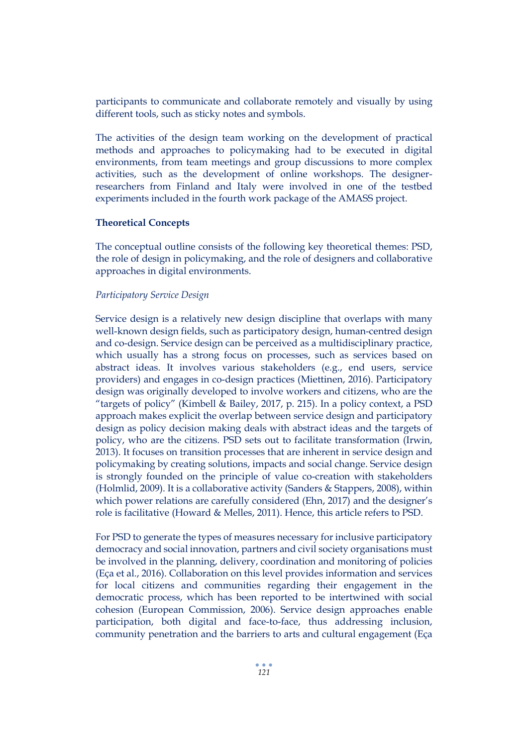participants to communicate and collaborate remotely and visually by using different tools, such as sticky notes and symbols.

The activities of the design team working on the development of practical methods and approaches to policymaking had to be executed in digital environments, from team meetings and group discussions to more complex activities, such as the development of online workshops. The designer-researchers from Finland and Italy were involved in one of the testbed experiments included in the fourth work package of the AMASS project.

**Theoretical Concepts**

The conceptual outline consists of the following key theoretical themes: PSD, the role of design in policymaking, and the role of designers and collaborative approaches in digital environments.

*Participatory Service Design*

Service design is a relatively new design discipline that overlaps with many well-known design fields, such as participatory design, human-centred design and co-design. Service design can be perceived as a multidisciplinary practice, which usually has a strong focus on processes, such as services based on abstract ideas. It involves various stakeholders (e.g., end users, service providers) and engages in co-design practices (Miettinen, 2016). Participatory design was originally developed to involve workers and citizens, who are the "targets of policy" (Kimbell & Bailey, 2017, p. 215). In a policy context, a PSD approach makes explicit the overlap between service design and participatory design as policy decision making deals with abstract ideas and the targets of policy, who are the citizens. PSD sets out to facilitate transformation (Irwin, 2013). It focuses on transition processes that are inherent in service design and policymaking by creating solutions, impacts and social change. Service design is strongly founded on the principle of value co-creation with stakeholders (Holmlid, 2009). It is a collaborative activity (Sanders & Stappers, 2008), within which power relations are carefully considered (Ehn, 2017) and the designer's role is facilitative (Howard & Melles, 2011). Hence, this article refers to PSD.

For PSD to generate the types of measures necessary for inclusive participatory democracy and social innovation, partners and civil society organisations must be involved in the planning, delivery, coordination and monitoring of policies (Eça et al., 2016). Collaboration on this level provides information and services for local citizens and communities regarding their engagement in the democratic process, which has been reported to be intertwined with social cohesion (European Commission, 2006). Service design approaches enable participation, both digital and face-to-face, thus addressing inclusion, community penetration and the barriers to arts and cultural engagement (Eça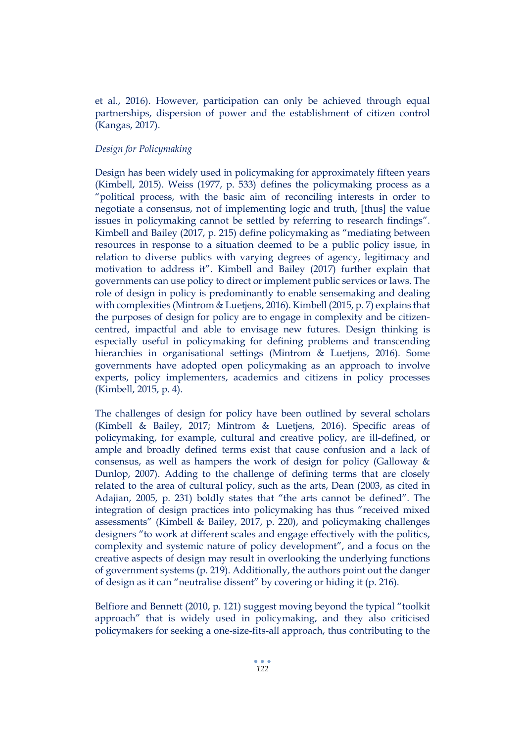et al., 2016). However, participation can only be achieved through equal partnerships, dispersion of power and the establishment of citizen control (Kangas, 2017).

*Design for Policymaking*

Design has been widely used in policymaking for approximately fifteen years (Kimbell, 2015). Weiss (1977, p. 533) defines the policymaking process as a "political process, with the basic aim of reconciling interests in order to negotiate a consensus, not of implementing logic and truth, [thus] the value issues in policymaking cannot be settled by referring to research findings". Kimbell and Bailey (2017, p. 215) define policymaking as "mediating between resources in response to a situation deemed to be a public policy issue, in relation to diverse publics with varying degrees of agency, legitimacy and motivation to address it". Kimbell and Bailey (2017) further explain that governments can use policy to direct or implement public services or laws. The role of design in policy is predominantly to enable sensemaking and dealing with complexities (Mintrom & Luetjens, 2016). Kimbell (2015, p. 7) explains that the purposes of design for policy are to engage in complexity and be citizen-centred, impactful and able to envisage new futures. Design thinking is especially useful in policymaking for defining problems and transcending hierarchies in organisational settings (Mintrom & Luetjens, 2016). Some governments have adopted open policymaking as an approach to involve experts, policy implementers, academics and citizens in policy processes (Kimbell, 2015, p. 4).

The challenges of design for policy have been outlined by several scholars (Kimbell & Bailey, 2017; Mintrom & Luetjens, 2016). Specific areas of policymaking, for example, cultural and creative policy, are ill-defined, or ample and broadly defined terms exist that cause confusion and a lack of consensus, as well as hampers the work of design for policy (Galloway & Dunlop, 2007). Adding to the challenge of defining terms that are closely related to the area of cultural policy, such as the arts, Dean (2003, as cited in Adajian, 2005, p. 231) boldly states that "the arts cannot be defined". The integration of design practices into policymaking has thus "received mixed assessments" (Kimbell & Bailey, 2017, p. 220), and policymaking challenges designers "to work at different scales and engage effectively with the politics, complexity and systemic nature of policy development", and a focus on the creative aspects of design may result in overlooking the underlying functions of government systems (p. 219). Additionally, the authors point out the danger of design as it can "neutralise dissent" by covering or hiding it (p. 216).

Belfiore and Bennett (2010, p. 121) suggest moving beyond the typical "toolkit approach" that is widely used in policymaking, and they also criticised policymakers for seeking a one-size-fits-all approach, thus contributing to the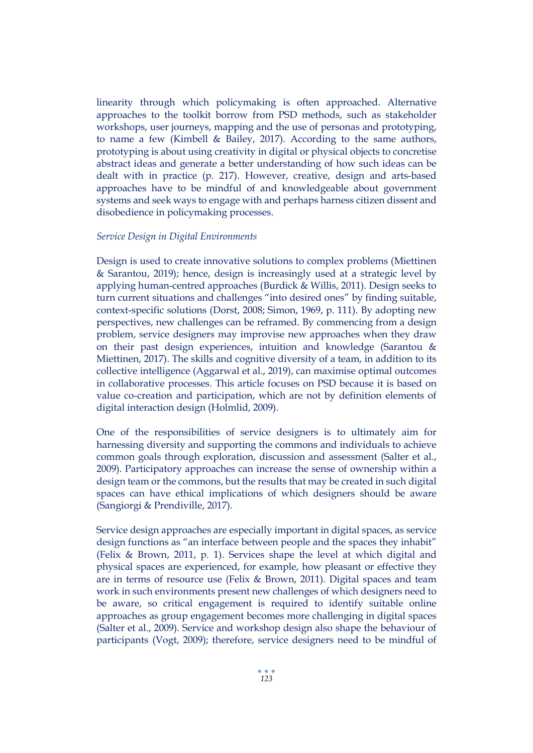linearity through which policymaking is often approached. Alternative approaches to the toolkit borrow from PSD methods, such as stakeholder workshops, user journeys, mapping and the use of personas and prototyping, to name a few (Kimbell & Bailey, 2017). According to the same authors, prototyping is about using creativity in digital or physical objects to concretise abstract ideas and generate a better understanding of how such ideas can be dealt with in practice (p. 217). However, creative, design and arts-based approaches have to be mindful of and knowledgeable about government systems and seek ways to engage with and perhaps harness citizen dissent and disobedience in policymaking processes.

*Service Design in Digital Environments*

Design is used to create innovative solutions to complex problems (Miettinen & Sarantou, 2019); hence, design is increasingly used at a strategic level by applying human-centred approaches (Burdick & Willis, 2011). Design seeks to turn current situations and challenges "into desired ones" by finding suitable, context-specific solutions (Dorst, 2008; Simon, 1969, p. 111). By adopting new perspectives, new challenges can be reframed. By commencing from a design problem, service designers may improvise new approaches when they draw on their past design experiences, intuition and knowledge (Sarantou & Miettinen, 2017). The skills and cognitive diversity of a team, in addition to its collective intelligence (Aggarwal et al., 2019), can maximise optimal outcomes in collaborative processes. This article focuses on PSD because it is based on value co-creation and participation, which are not by definition elements of digital interaction design (Holmlid, 2009).

One of the responsibilities of service designers is to ultimately aim for harnessing diversity and supporting the commons and individuals to achieve common goals through exploration, discussion and assessment (Salter et al., 2009). Participatory approaches can increase the sense of ownership within a design team or the commons, but the results that may be created in such digital spaces can have ethical implications of which designers should be aware (Sangiorgi & Prendiville, 2017).

Service design approaches are especially important in digital spaces, as service design functions as "an interface between people and the spaces they inhabit" (Felix & Brown, 2011, p. 1). Services shape the level at which digital and physical spaces are experienced, for example, how pleasant or effective they are in terms of resource use (Felix & Brown, 2011). Digital spaces and team work in such environments present new challenges of which designers need to be aware, so critical engagement is required to identify suitable online approaches as group engagement becomes more challenging in digital spaces (Salter et al., 2009). Service and workshop design also shape the behaviour of participants (Vogt, 2009); therefore, service designers need to be mindful of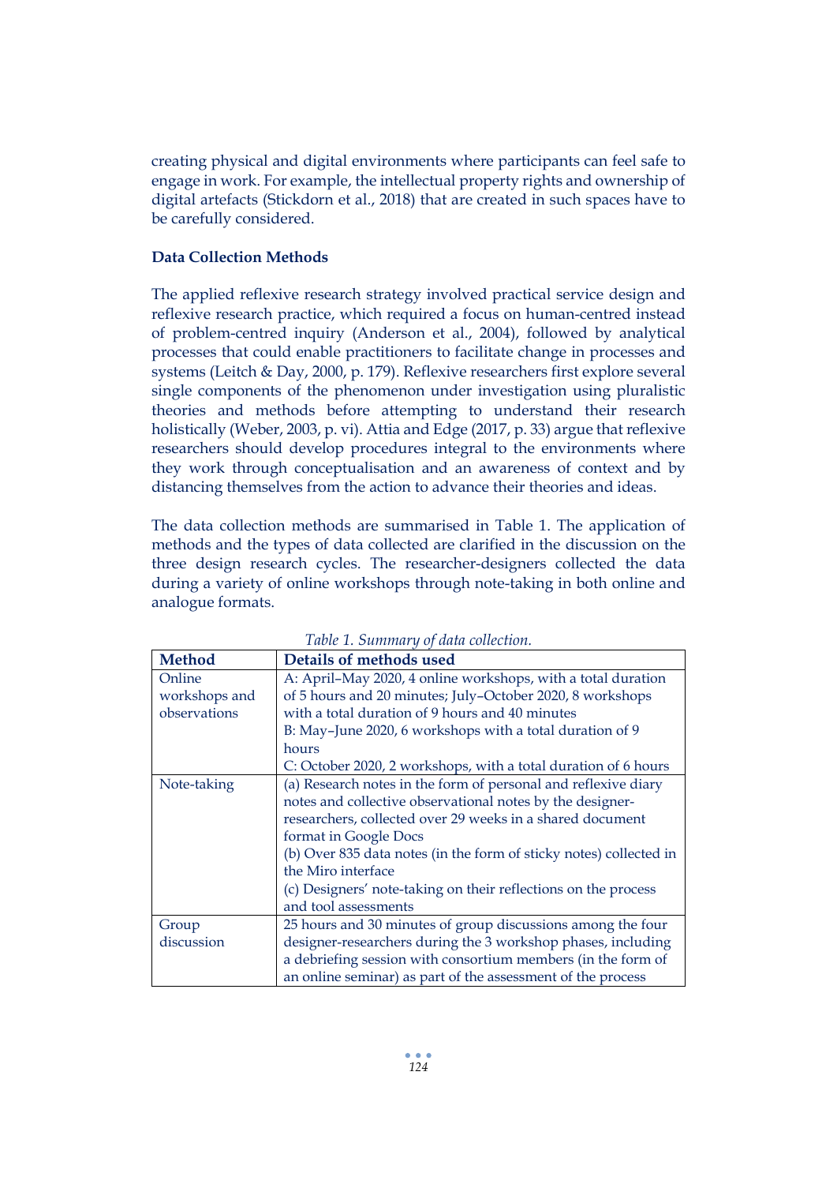creating physical and digital environments where participants can feel safe to engage in work. For example, the intellectual property rights and ownership of digital artefacts (Stickdorn et al., 2018) that are created in such spaces have to be carefully considered.

**Data Collection Methods**

The applied reflexive research strategy involved practical service design and reflexive research practice, which required a focus on human-centred instead of problem-centred inquiry (Anderson et al., 2004), followed by analytical processes that could enable practitioners to facilitate change in processes and systems (Leitch & Day, 2000, p. 179). Reflexive researchers first explore several single components of the phenomenon under investigation using pluralistic theories and methods before attempting to understand their research holistically (Weber, 2003, p. vi). Attia and Edge (2017, p. 33) argue that reflexive researchers should develop procedures integral to the environments where they work through conceptualisation and an awareness of context and by distancing themselves from the action to advance their theories and ideas.

The data collection methods are summarised in Table 1. The application of methods and the types of data collected are clarified in the discussion on the three design research cycles. The researcher-designers collected the data during a variety of online workshops through note-taking in both online and analogue formats.

*Table 1. Summary of data collection.*

| Method | Details of methods used |
|---|---|
| Online workshops and observations | A: April–May 2020, 4 online workshops, with a total duration of 5 hours and 20 minutes; July–October 2020, 8 workshops with a total duration of 9 hours and 40 minutes<br>B: May–June 2020, 6 workshops with a total duration of 9 hours<br>C: October 2020, 2 workshops, with a total duration of 6 hours |
| Note-taking | (a) Research notes in the form of personal and reflexive diary notes and collective observational notes by the designer-researchers, collected over 29 weeks in a shared document format in Google Docs<br>(b) Over 835 data notes (in the form of sticky notes) collected in the Miro interface<br>(c) Designers' note-taking on their reflections on the process and tool assessments |
| Group discussion | 25 hours and 30 minutes of group discussions among the four designer-researchers during the 3 workshop phases, including a debriefing session with consortium members (in the form of an online seminar) as part of the assessment of the process |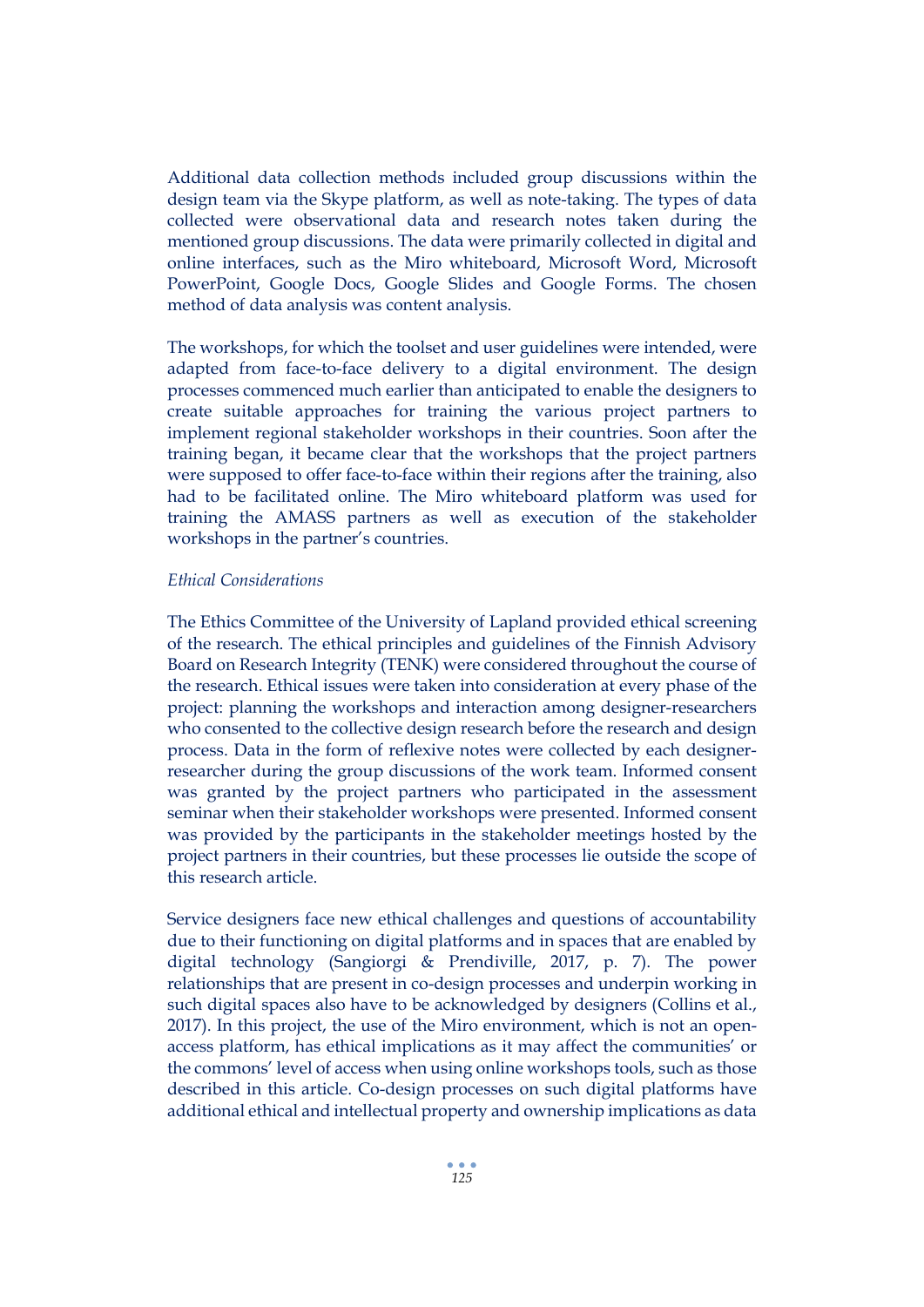Additional data collection methods included group discussions within the design team via the Skype platform, as well as note-taking. The types of data collected were observational data and research notes taken during the mentioned group discussions. The data were primarily collected in digital and online interfaces, such as the Miro whiteboard, Microsoft Word, Microsoft PowerPoint, Google Docs, Google Slides and Google Forms. The chosen method of data analysis was content analysis.

The workshops, for which the toolset and user guidelines were intended, were adapted from face-to-face delivery to a digital environment. The design processes commenced much earlier than anticipated to enable the designers to create suitable approaches for training the various project partners to implement regional stakeholder workshops in their countries. Soon after the training began, it became clear that the workshops that the project partners were supposed to offer face-to-face within their regions after the training, also had to be facilitated online. The Miro whiteboard platform was used for training the AMASS partners as well as execution of the stakeholder workshops in the partner's countries.

*Ethical Considerations*

The Ethics Committee of the University of Lapland provided ethical screening of the research. The ethical principles and guidelines of the Finnish Advisory Board on Research Integrity (TENK) were considered throughout the course of the research. Ethical issues were taken into consideration at every phase of the project: planning the workshops and interaction among designer-researchers who consented to the collective design research before the research and design process. Data in the form of reflexive notes were collected by each designer-researcher during the group discussions of the work team. Informed consent was granted by the project partners who participated in the assessment seminar when their stakeholder workshops were presented. Informed consent was provided by the participants in the stakeholder meetings hosted by the project partners in their countries, but these processes lie outside the scope of this research article.

Service designers face new ethical challenges and questions of accountability due to their functioning on digital platforms and in spaces that are enabled by digital technology (Sangiorgi & Prendiville, 2017, p. 7). The power relationships that are present in co-design processes and underpin working in such digital spaces also have to be acknowledged by designers (Collins et al., 2017). In this project, the use of the Miro environment, which is not an open-access platform, has ethical implications as it may affect the communities' or the commons' level of access when using online workshops tools, such as those described in this article. Co-design processes on such digital platforms have additional ethical and intellectual property and ownership implications as data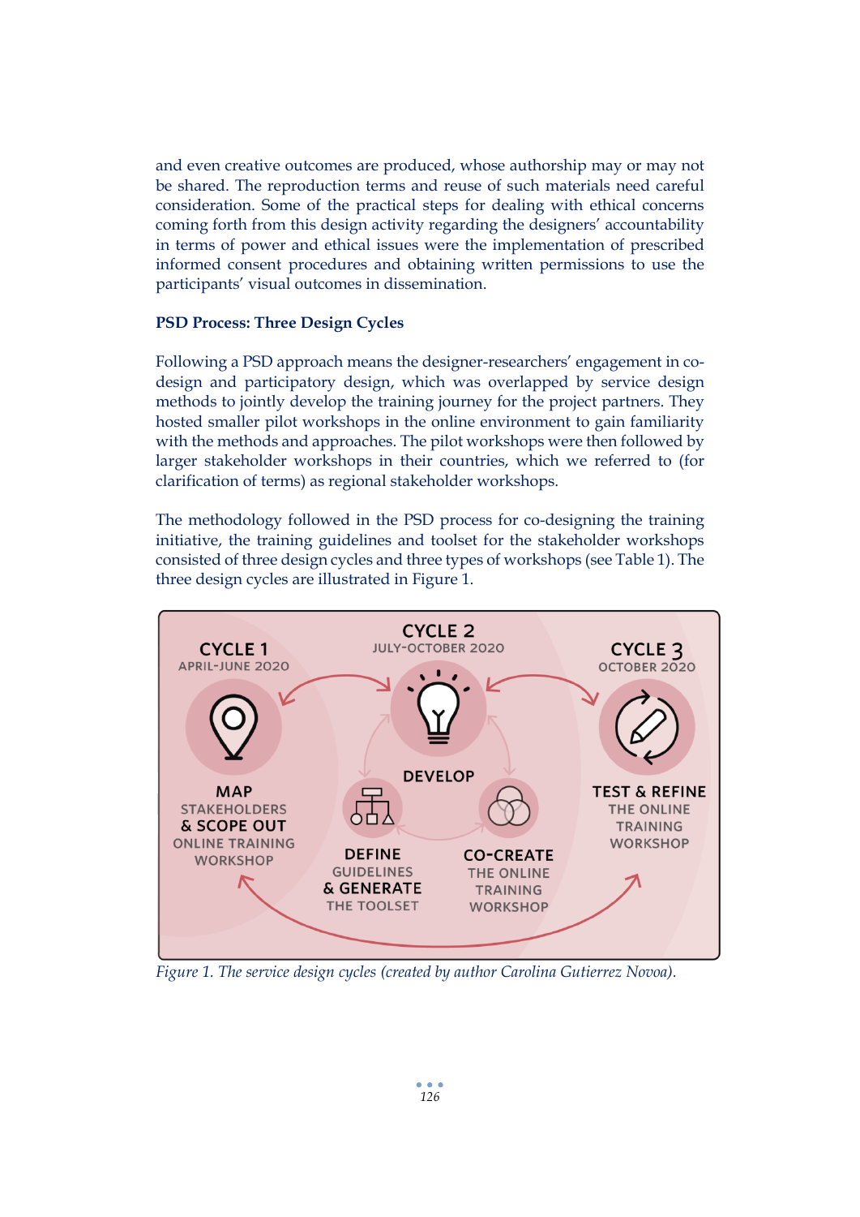and even creative outcomes are produced, whose authorship may or may not be shared. The reproduction terms and reuse of such materials need careful consideration. Some of the practical steps for dealing with ethical concerns coming forth from this design activity regarding the designers' accountability in terms of power and ethical issues were the implementation of prescribed informed consent procedures and obtaining written permissions to use the participants' visual outcomes in dissemination.

**PSD Process: Three Design Cycles**

Following a PSD approach means the designer-researchers' engagement in co-design and participatory design, which was overlapped by service design methods to jointly develop the training journey for the project partners. They hosted smaller pilot workshops in the online environment to gain familiarity with the methods and approaches. The pilot workshops were then followed by larger stakeholder workshops in their countries, which we referred to (for clarification of terms) as regional stakeholder workshops.

The methodology followed in the PSD process for co-designing the training initiative, the training guidelines and toolset for the stakeholder workshops consisted of three design cycles and three types of workshops (see Table 1). The three design cycles are illustrated in Figure 1.

CYCLE 1
APRIL-JUNE 2020
MAP STAKEHOLDERS & SCOPE OUT ONLINE TRAINING WORKSHOP

CYCLE 2
JULY-OCTOBER 2020
DEVELOP
DEFINE GUIDELINES & GENERATE THE TOOLSET
CO-CREATE THE ONLINE TRAINING WORKSHOP

CYCLE 3
OCTOBER 2020
TEST & REFINE THE ONLINE TRAINING WORKSHOP

*Figure 1. The service design cycles (created by author Carolina Gutierrez Novoa).*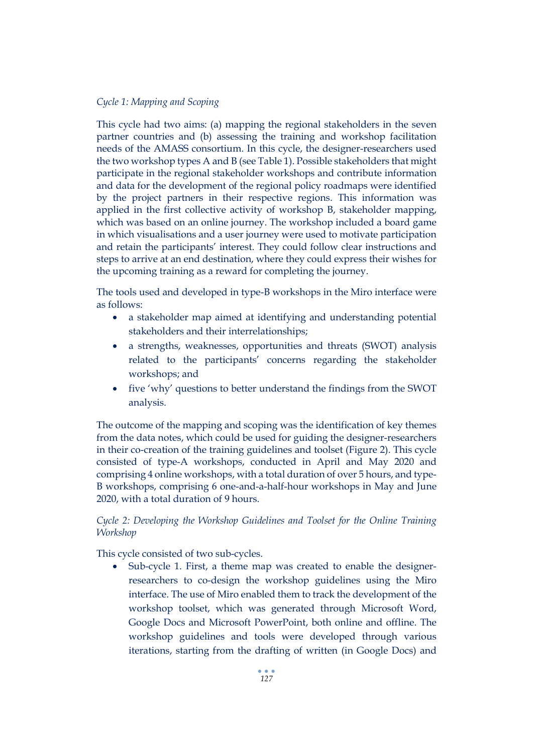*Cycle 1: Mapping and Scoping*

This cycle had two aims: (a) mapping the regional stakeholders in the seven partner countries and (b) assessing the training and workshop facilitation needs of the AMASS consortium. In this cycle, the designer-researchers used the two workshop types A and B (see Table 1). Possible stakeholders that might participate in the regional stakeholder workshops and contribute information and data for the development of the regional policy roadmaps were identified by the project partners in their respective regions. This information was applied in the first collective activity of workshop B, stakeholder mapping, which was based on an online journey. The workshop included a board game in which visualisations and a user journey were used to motivate participation and retain the participants' interest. They could follow clear instructions and steps to arrive at an end destination, where they could express their wishes for the upcoming training as a reward for completing the journey.

The tools used and developed in type-B workshops in the Miro interface were as follows:

- a stakeholder map aimed at identifying and understanding potential stakeholders and their interrelationships;
- a strengths, weaknesses, opportunities and threats (SWOT) analysis related to the participants' concerns regarding the stakeholder workshops; and
- five 'why' questions to better understand the findings from the SWOT analysis.

The outcome of the mapping and scoping was the identification of key themes from the data notes, which could be used for guiding the designer-researchers in their co-creation of the training guidelines and toolset (Figure 2). This cycle consisted of type-A workshops, conducted in April and May 2020 and comprising 4 online workshops, with a total duration of over 5 hours, and type-B workshops, comprising 6 one-and-a-half-hour workshops in May and June 2020, with a total duration of 9 hours.

*Cycle 2: Developing the Workshop Guidelines and Toolset for the Online Training Workshop*

This cycle consisted of two sub-cycles.

- Sub-cycle 1. First, a theme map was created to enable the designer-researchers to co-design the workshop guidelines using the Miro interface. The use of Miro enabled them to track the development of the workshop toolset, which was generated through Microsoft Word, Google Docs and Microsoft PowerPoint, both online and offline. The workshop guidelines and tools were developed through various iterations, starting from the drafting of written (in Google Docs) and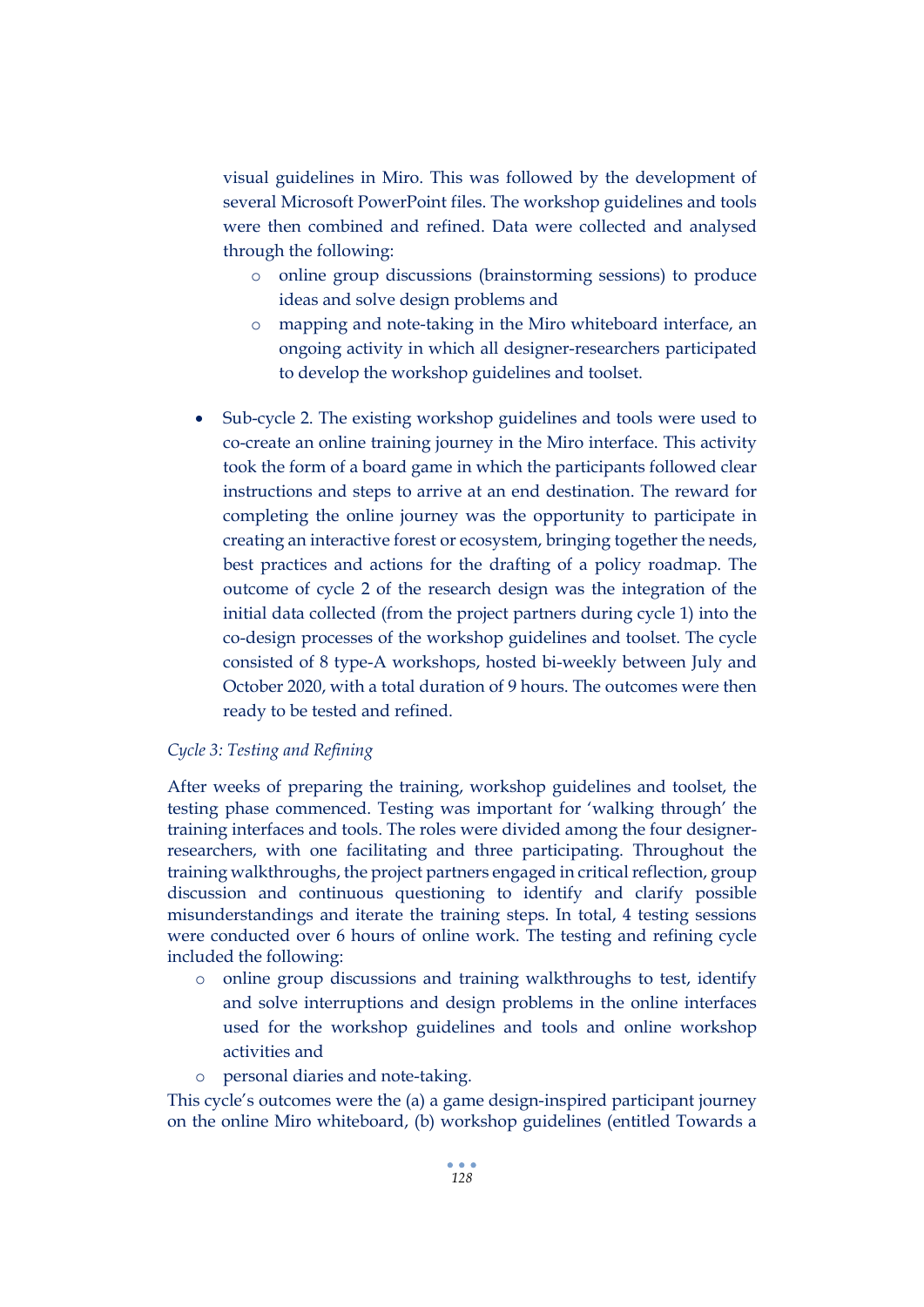visual guidelines in Miro. This was followed by the development of several Microsoft PowerPoint files. The workshop guidelines and tools were then combined and refined. Data were collected and analysed through the following:

- online group discussions (brainstorming sessions) to produce ideas and solve design problems and
- mapping and note-taking in the Miro whiteboard interface, an ongoing activity in which all designer-researchers participated to develop the workshop guidelines and toolset.

- Sub-cycle 2. The existing workshop guidelines and tools were used to co-create an online training journey in the Miro interface. This activity took the form of a board game in which the participants followed clear instructions and steps to arrive at an end destination. The reward for completing the online journey was the opportunity to participate in creating an interactive forest or ecosystem, bringing together the needs, best practices and actions for the drafting of a policy roadmap. The outcome of cycle 2 of the research design was the integration of the initial data collected (from the project partners during cycle 1) into the co-design processes of the workshop guidelines and toolset. The cycle consisted of 8 type-A workshops, hosted bi-weekly between July and October 2020, with a total duration of 9 hours. The outcomes were then ready to be tested and refined.

*Cycle 3: Testing and Refining*

After weeks of preparing the training, workshop guidelines and toolset, the testing phase commenced. Testing was important for 'walking through' the training interfaces and tools. The roles were divided among the four designer-researchers, with one facilitating and three participating. Throughout the training walkthroughs, the project partners engaged in critical reflection, group discussion and continuous questioning to identify and clarify possible misunderstandings and iterate the training steps. In total, 4 testing sessions were conducted over 6 hours of online work. The testing and refining cycle included the following:

- online group discussions and training walkthroughs to test, identify and solve interruptions and design problems in the online interfaces used for the workshop guidelines and tools and online workshop activities and
- personal diaries and note-taking.

This cycle's outcomes were the (a) a game design-inspired participant journey on the online Miro whiteboard, (b) workshop guidelines (entitled Towards a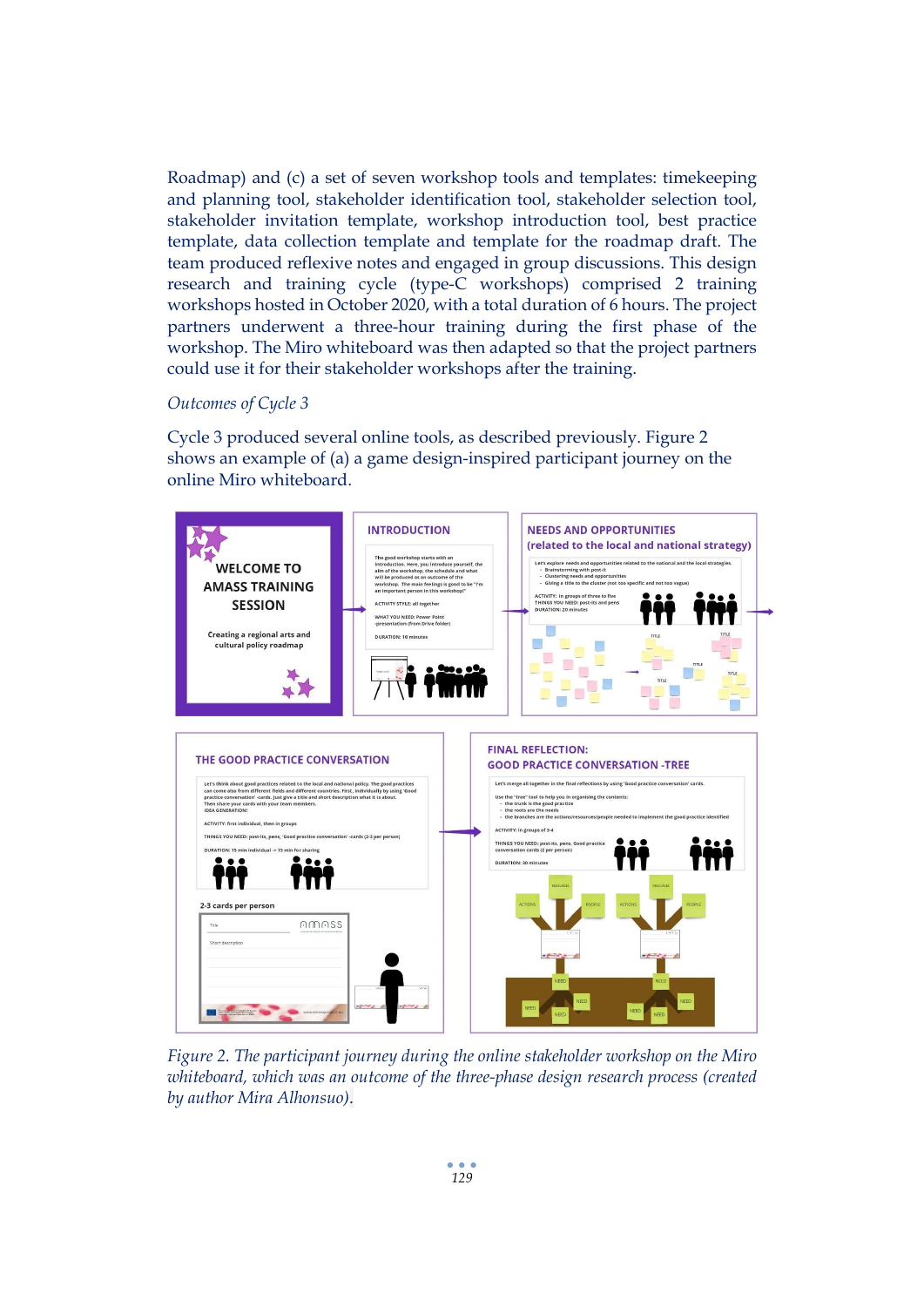Roadmap) and (c) a set of seven workshop tools and templates: timekeeping and planning tool, stakeholder identification tool, stakeholder selection tool, stakeholder invitation template, workshop introduction tool, best practice template, data collection template and template for the roadmap draft. The team produced reflexive notes and engaged in group discussions. This design research and training cycle (type-C workshops) comprised 2 training workshops hosted in October 2020, with a total duration of 6 hours. The project partners underwent a three-hour training during the first phase of the workshop. The Miro whiteboard was then adapted so that the project partners could use it for their stakeholder workshops after the training.

*Outcomes of Cycle 3*

Cycle 3 produced several online tools, as described previously. Figure 2 shows an example of (a) a game design-inspired participant journey on the online Miro whiteboard.

WELCOME TO AMASS TRAINING SESSION

Creating a regional arts and cultural policy roadmap

INTRODUCTION

NEEDS AND OPPORTUNITIES (related to the local and national strategy)

THE GOOD PRACTICE CONVERSATION

2-3 cards per person

FINAL REFLECTION: GOOD PRACTICE CONVERSATION -TREE

*Figure 2. The participant journey during the online stakeholder workshop on the Miro whiteboard, which was an outcome of the three-phase design research process (created by author Mira Alhonsuo).*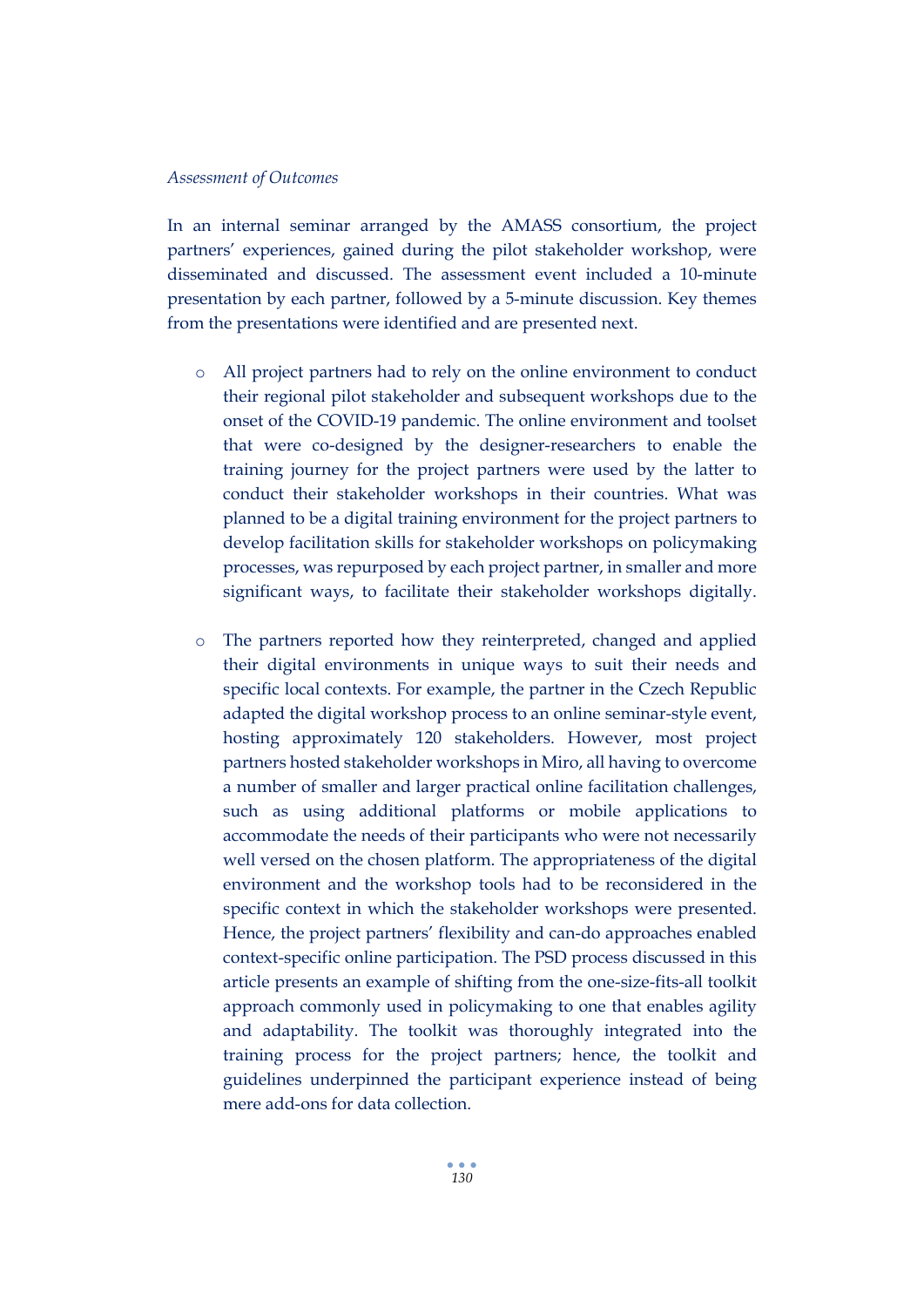*Assessment of Outcomes*

In an internal seminar arranged by the AMASS consortium, the project partners' experiences, gained during the pilot stakeholder workshop, were disseminated and discussed. The assessment event included a 10-minute presentation by each partner, followed by a 5-minute discussion. Key themes from the presentations were identified and are presented next.

- All project partners had to rely on the online environment to conduct their regional pilot stakeholder and subsequent workshops due to the onset of the COVID-19 pandemic. The online environment and toolset that were co-designed by the designer-researchers to enable the training journey for the project partners were used by the latter to conduct their stakeholder workshops in their countries. What was planned to be a digital training environment for the project partners to develop facilitation skills for stakeholder workshops on policymaking processes, was repurposed by each project partner, in smaller and more significant ways, to facilitate their stakeholder workshops digitally.

- The partners reported how they reinterpreted, changed and applied their digital environments in unique ways to suit their needs and specific local contexts. For example, the partner in the Czech Republic adapted the digital workshop process to an online seminar-style event, hosting approximately 120 stakeholders. However, most project partners hosted stakeholder workshops in Miro, all having to overcome a number of smaller and larger practical online facilitation challenges, such as using additional platforms or mobile applications to accommodate the needs of their participants who were not necessarily well versed on the chosen platform. The appropriateness of the digital environment and the workshop tools had to be reconsidered in the specific context in which the stakeholder workshops were presented. Hence, the project partners' flexibility and can-do approaches enabled context-specific online participation. The PSD process discussed in this article presents an example of shifting from the one-size-fits-all toolkit approach commonly used in policymaking to one that enables agility and adaptability. The toolkit was thoroughly integrated into the training process for the project partners; hence, the toolkit and guidelines underpinned the participant experience instead of being mere add-ons for data collection.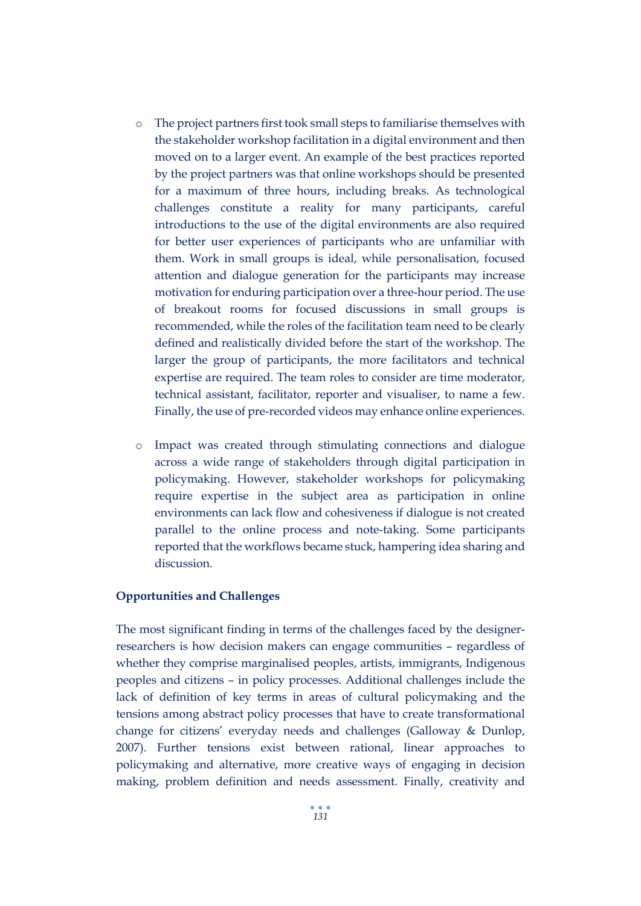- The project partners first took small steps to familiarise themselves with the stakeholder workshop facilitation in a digital environment and then moved on to a larger event. An example of the best practices reported by the project partners was that online workshops should be presented for a maximum of three hours, including breaks. As technological challenges constitute a reality for many participants, careful introductions to the use of the digital environments are also required for better user experiences of participants who are unfamiliar with them. Work in small groups is ideal, while personalisation, focused attention and dialogue generation for the participants may increase motivation for enduring participation over a three-hour period. The use of breakout rooms for focused discussions in small groups is recommended, while the roles of the facilitation team need to be clearly defined and realistically divided before the start of the workshop. The larger the group of participants, the more facilitators and technical expertise are required. The team roles to consider are time moderator, technical assistant, facilitator, reporter and visualiser, to name a few. Finally, the use of pre-recorded videos may enhance online experiences.

- Impact was created through stimulating connections and dialogue across a wide range of stakeholders through digital participation in policymaking. However, stakeholder workshops for policymaking require expertise in the subject area as participation in online environments can lack flow and cohesiveness if dialogue is not created parallel to the online process and note-taking. Some participants reported that the workflows became stuck, hampering idea sharing and discussion.

**Opportunities and Challenges**

The most significant finding in terms of the challenges faced by the designer-researchers is how decision makers can engage communities – regardless of whether they comprise marginalised peoples, artists, immigrants, Indigenous peoples and citizens – in policy processes. Additional challenges include the lack of definition of key terms in areas of cultural policymaking and the tensions among abstract policy processes that have to create transformational change for citizens' everyday needs and challenges (Galloway & Dunlop, 2007). Further tensions exist between rational, linear approaches to policymaking and alternative, more creative ways of engaging in decision making, problem definition and needs assessment. Finally, creativity and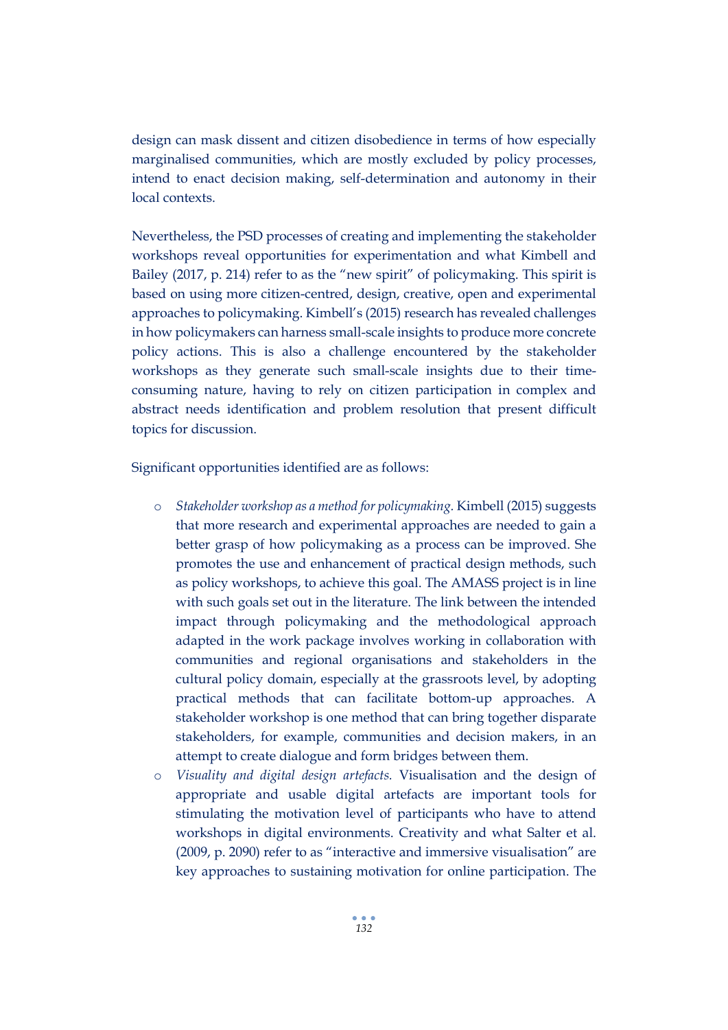design can mask dissent and citizen disobedience in terms of how especially marginalised communities, which are mostly excluded by policy processes, intend to enact decision making, self-determination and autonomy in their local contexts.

Nevertheless, the PSD processes of creating and implementing the stakeholder workshops reveal opportunities for experimentation and what Kimbell and Bailey (2017, p. 214) refer to as the "new spirit" of policymaking. This spirit is based on using more citizen-centred, design, creative, open and experimental approaches to policymaking. Kimbell's (2015) research has revealed challenges in how policymakers can harness small-scale insights to produce more concrete policy actions. This is also a challenge encountered by the stakeholder workshops as they generate such small-scale insights due to their time-consuming nature, having to rely on citizen participation in complex and abstract needs identification and problem resolution that present difficult topics for discussion.

Significant opportunities identified are as follows:

- *Stakeholder workshop as a method for policymaking.* Kimbell (2015) suggests that more research and experimental approaches are needed to gain a better grasp of how policymaking as a process can be improved. She promotes the use and enhancement of practical design methods, such as policy workshops, to achieve this goal. The AMASS project is in line with such goals set out in the literature. The link between the intended impact through policymaking and the methodological approach adapted in the work package involves working in collaboration with communities and regional organisations and stakeholders in the cultural policy domain, especially at the grassroots level, by adopting practical methods that can facilitate bottom-up approaches. A stakeholder workshop is one method that can bring together disparate stakeholders, for example, communities and decision makers, in an attempt to create dialogue and form bridges between them.
- *Visuality and digital design artefacts.* Visualisation and the design of appropriate and usable digital artefacts are important tools for stimulating the motivation level of participants who have to attend workshops in digital environments. Creativity and what Salter et al. (2009, p. 2090) refer to as "interactive and immersive visualisation" are key approaches to sustaining motivation for online participation. The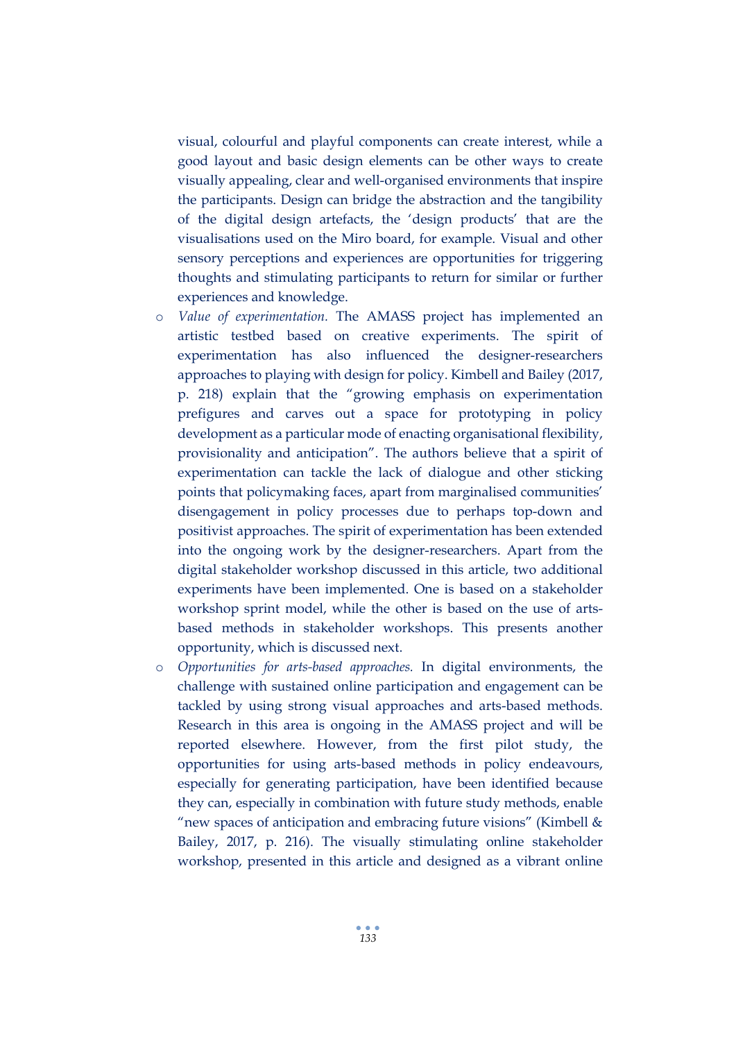visual, colourful and playful components can create interest, while a good layout and basic design elements can be other ways to create visually appealing, clear and well-organised environments that inspire the participants. Design can bridge the abstraction and the tangibility of the digital design artefacts, the 'design products' that are the visualisations used on the Miro board, for example. Visual and other sensory perceptions and experiences are opportunities for triggering thoughts and stimulating participants to return for similar or further experiences and knowledge.

- *Value of experimentation.* The AMASS project has implemented an artistic testbed based on creative experiments. The spirit of experimentation has also influenced the designer-researchers approaches to playing with design for policy. Kimbell and Bailey (2017, p. 218) explain that the "growing emphasis on experimentation prefigures and carves out a space for prototyping in policy development as a particular mode of enacting organisational flexibility, provisionality and anticipation". The authors believe that a spirit of experimentation can tackle the lack of dialogue and other sticking points that policymaking faces, apart from marginalised communities' disengagement in policy processes due to perhaps top-down and positivist approaches. The spirit of experimentation has been extended into the ongoing work by the designer-researchers. Apart from the digital stakeholder workshop discussed in this article, two additional experiments have been implemented. One is based on a stakeholder workshop sprint model, while the other is based on the use of arts-based methods in stakeholder workshops. This presents another opportunity, which is discussed next.
- *Opportunities for arts-based approaches.* In digital environments, the challenge with sustained online participation and engagement can be tackled by using strong visual approaches and arts-based methods. Research in this area is ongoing in the AMASS project and will be reported elsewhere. However, from the first pilot study, the opportunities for using arts-based methods in policy endeavours, especially for generating participation, have been identified because they can, especially in combination with future study methods, enable "new spaces of anticipation and embracing future visions" (Kimbell & Bailey, 2017, p. 216). The visually stimulating online stakeholder workshop, presented in this article and designed as a vibrant online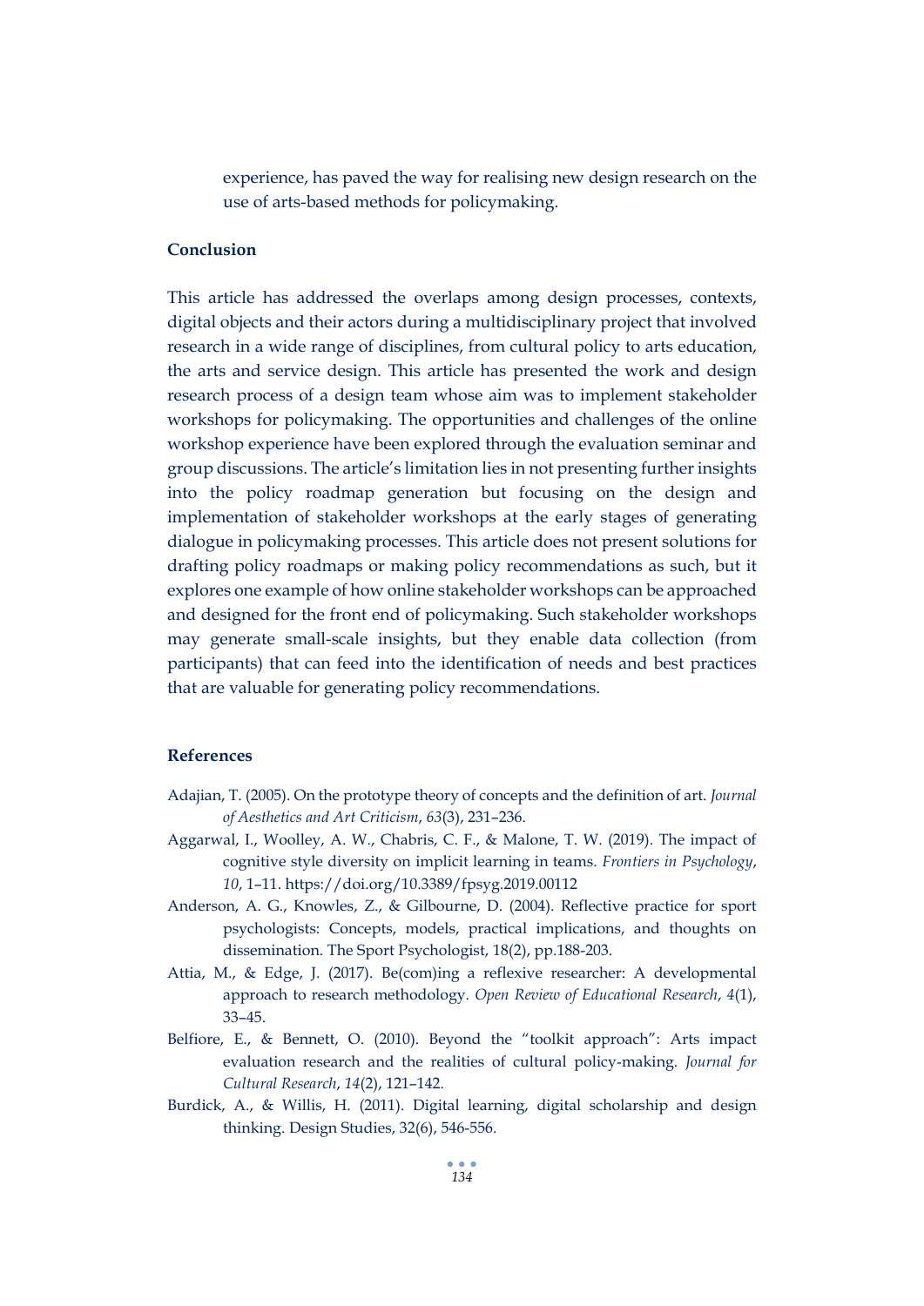experience, has paved the way for realising new design research on the use of arts-based methods for policymaking.

## Conclusion

This article has addressed the overlaps among design processes, contexts, digital objects and their actors during a multidisciplinary project that involved research in a wide range of disciplines, from cultural policy to arts education, the arts and service design. This article has presented the work and design research process of a design team whose aim was to implement stakeholder workshops for policymaking. The opportunities and challenges of the online workshop experience have been explored through the evaluation seminar and group discussions. The article's limitation lies in not presenting further insights into the policy roadmap generation but focusing on the design and implementation of stakeholder workshops at the early stages of generating dialogue in policymaking processes. This article does not present solutions for drafting policy roadmaps or making policy recommendations as such, but it explores one example of how online stakeholder workshops can be approached and designed for the front end of policymaking. Such stakeholder workshops may generate small-scale insights, but they enable data collection (from participants) that can feed into the identification of needs and best practices that are valuable for generating policy recommendations.

## References

Adajian, T. (2005). On the prototype theory of concepts and the definition of art. *Journal of Aesthetics and Art Criticism*, *63*(3), 231–236.

Aggarwal, I., Woolley, A. W., Chabris, C. F., & Malone, T. W. (2019). The impact of cognitive style diversity on implicit learning in teams. *Frontiers in Psychology*, *10*, 1–11. https://doi.org/10.3389/fpsyg.2019.00112

Anderson, A. G., Knowles, Z., & Gilbourne, D. (2004). Reflective practice for sport psychologists: Concepts, models, practical implications, and thoughts on dissemination. The Sport Psychologist, 18(2), pp.188-203.

Attia, M., & Edge, J. (2017). Be(com)ing a reflexive researcher: A developmental approach to research methodology. *Open Review of Educational Research*, *4*(1), 33–45.

Belfiore, E., & Bennett, O. (2010). Beyond the "toolkit approach": Arts impact evaluation research and the realities of cultural policy-making. *Journal for Cultural Research*, *14*(2), 121–142.

Burdick, A., & Willis, H. (2011). Digital learning, digital scholarship and design thinking. Design Studies, 32(6), 546-556.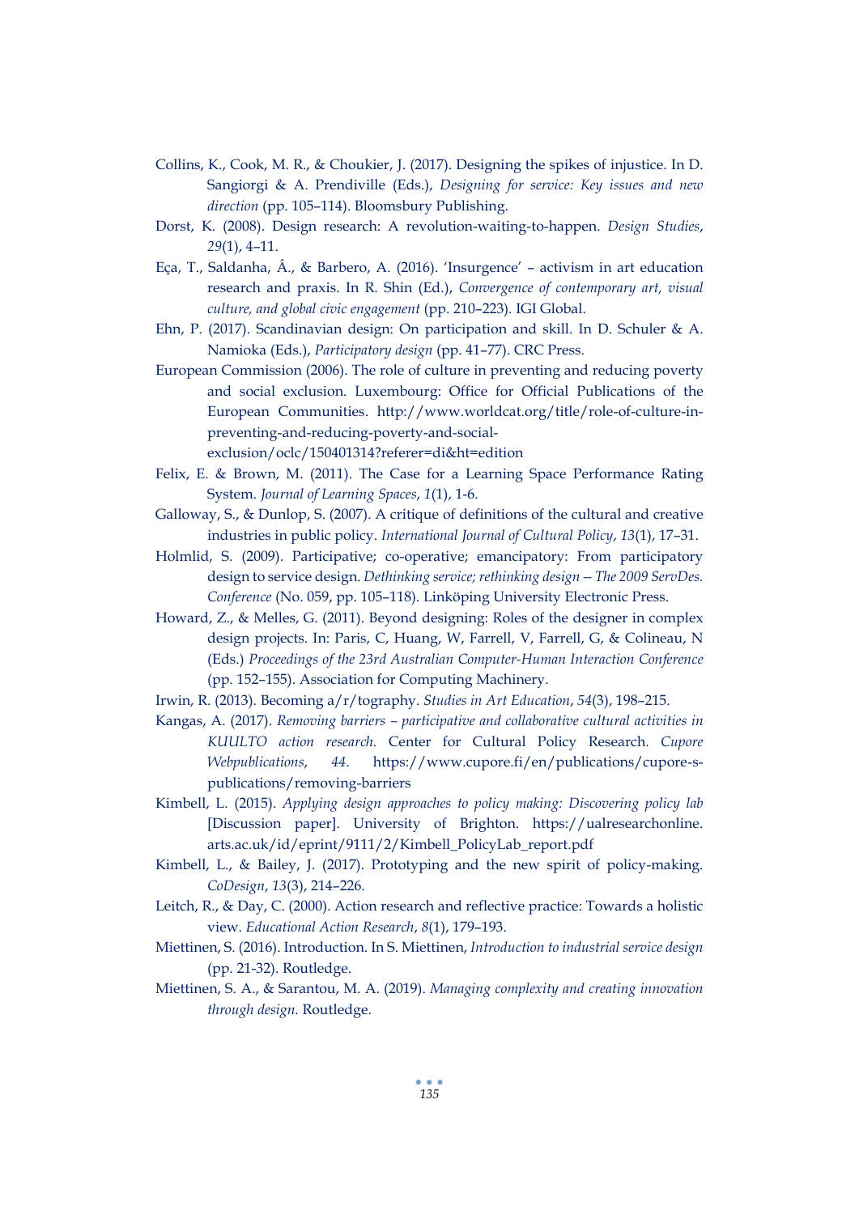Collins, K., Cook, M. R., & Choukier, J. (2017). Designing the spikes of injustice. In D. Sangiorgi & A. Prendiville (Eds.), *Designing for service: Key issues and new direction* (pp. 105–114). Bloomsbury Publishing.

Dorst, K. (2008). Design research: A revolution-waiting-to-happen. *Design Studies*, *29*(1), 4–11.

Eça, T., Saldanha, Â., & Barbero, A. (2016). 'Insurgence' – activism in art education research and praxis. In R. Shin (Ed.), *Convergence of contemporary art, visual culture, and global civic engagement* (pp. 210–223). IGI Global.

Ehn, P. (2017). Scandinavian design: On participation and skill. In D. Schuler & A. Namioka (Eds.), *Participatory design* (pp. 41–77). CRC Press.

European Commission (2006). The role of culture in preventing and reducing poverty and social exclusion. Luxembourg: Office for Official Publications of the European Communities. http://www.worldcat.org/title/role-of-culture-in-preventing-and-reducing-poverty-and-social-exclusion/oclc/150401314?referer=di&ht=edition

Felix, E. & Brown, M. (2011). The Case for a Learning Space Performance Rating System. *Journal of Learning Spaces*, *1*(1), 1-6.

Galloway, S., & Dunlop, S. (2007). A critique of definitions of the cultural and creative industries in public policy. *International Journal of Cultural Policy*, *13*(1), 17–31.

Holmlid, S. (2009). Participative; co-operative; emancipatory: From participatory design to service design. *Dethinking service; rethinking design – The 2009 ServDes. Conference* (No. 059, pp. 105–118). Linköping University Electronic Press.

Howard, Z., & Melles, G. (2011). Beyond designing: Roles of the designer in complex design projects. In: Paris, C, Huang, W, Farrell, V, Farrell, G, & Colineau, N (Eds.) *Proceedings of the 23rd Australian Computer-Human Interaction Conference* (pp. 152–155). Association for Computing Machinery.

Irwin, R. (2013). Becoming a/r/tography. *Studies in Art Education*, *54*(3), 198–215.

Kangas, A. (2017). *Removing barriers – participative and collaborative cultural activities in KUULTO action research.* Center for Cultural Policy Research. *Cupore Webpublications*, *44*. https://www.cupore.fi/en/publications/cupore-s-publications/removing-barriers

Kimbell, L. (2015). *Applying design approaches to policy making: Discovering policy lab* [Discussion paper]. University of Brighton. https://ualresearchonline.arts.ac.uk/id/eprint/9111/2/Kimbell_PolicyLab_report.pdf

Kimbell, L., & Bailey, J. (2017). Prototyping and the new spirit of policy-making. *CoDesign*, *13*(3), 214–226.

Leitch, R., & Day, C. (2000). Action research and reflective practice: Towards a holistic view. *Educational Action Research*, *8*(1), 179–193.

Miettinen, S. (2016). Introduction. In S. Miettinen, *Introduction to industrial service design* (pp. 21-32). Routledge.

Miettinen, S. A., & Sarantou, M. A. (2019). *Managing complexity and creating innovation through design.* Routledge.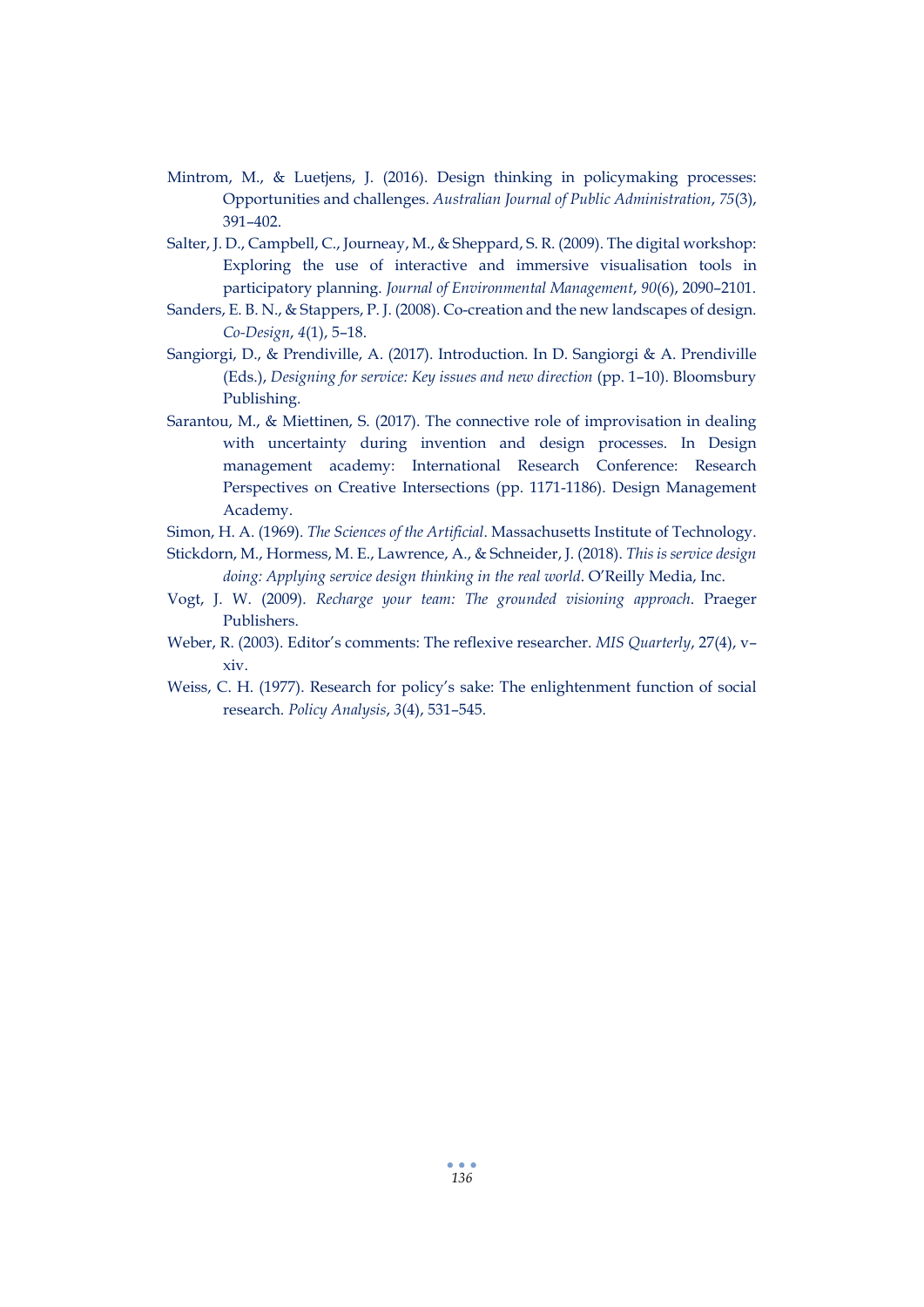Mintrom, M., & Luetjens, J. (2016). Design thinking in policymaking processes: Opportunities and challenges. *Australian Journal of Public Administration*, *75*(3), 391–402.

Salter, J. D., Campbell, C., Journeay, M., & Sheppard, S. R. (2009). The digital workshop: Exploring the use of interactive and immersive visualisation tools in participatory planning. *Journal of Environmental Management*, *90*(6), 2090–2101.

Sanders, E. B. N., & Stappers, P. J. (2008). Co-creation and the new landscapes of design. *Co-Design*, *4*(1), 5–18.

Sangiorgi, D., & Prendiville, A. (2017). Introduction. In D. Sangiorgi & A. Prendiville (Eds.), *Designing for service: Key issues and new direction* (pp. 1–10). Bloomsbury Publishing.

Sarantou, M., & Miettinen, S. (2017). The connective role of improvisation in dealing with uncertainty during invention and design processes. In Design management academy: International Research Conference: Research Perspectives on Creative Intersections (pp. 1171-1186). Design Management Academy.

Simon, H. A. (1969). *The Sciences of the Artificial*. Massachusetts Institute of Technology.

Stickdorn, M., Hormess, M. E., Lawrence, A., & Schneider, J. (2018). *This is service design doing: Applying service design thinking in the real world*. O'Reilly Media, Inc.

Vogt, J. W. (2009). *Recharge your team: The grounded visioning approach*. Praeger Publishers.

Weber, R. (2003). Editor's comments: The reflexive researcher. *MIS Quarterly*, 27(4), v–xiv.

Weiss, C. H. (1977). Research for policy's sake: The enlightenment function of social research. *Policy Analysis*, *3*(4), 531–545.